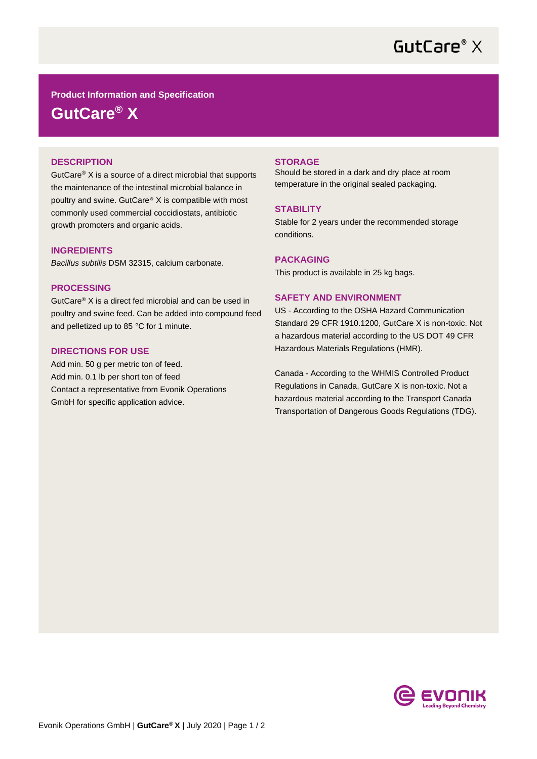**Product Information and Specification**

# GutCare® X

## DESCRIPTION

GutCare® X is a source of a direct microbial that supports the maintenance of the intestinal microbial balance in poultry and swine. GutCare® X is compatible with most commonly used commercial coccidiostats, antibiotic growth promoters and organic acids.

## INGREDIENTS

*Bacillus subtilis* DSM 32315, calcium carbonate.

## PROCESSING

GutCare® X is a direct fed microbial and can be used in poultry and swine feed. Can be added into compound feed and pelletized up to 85 °C for 1 minute.

## DIRECTIONS FOR USE

Add min. 50 g per metric ton of feed.
Add min. 0.1 lb per short ton of feed
Contact a representative from Evonik Operations GmbH for specific application advice.

## STORAGE

Should be stored in a dark and dry place at room temperature in the original sealed packaging.

## STABILITY

Stable for 2 years under the recommended storage conditions.

## PACKAGING

This product is available in 25 kg bags.

## SAFETY AND ENVIRONMENT

US - According to the OSHA Hazard Communication Standard 29 CFR 1910.1200, GutCare X is non-toxic. Not a hazardous material according to the US DOT 49 CFR Hazardous Materials Regulations (HMR).

Canada - According to the WHMIS Controlled Product Regulations in Canada, GutCare X is non-toxic. Not a hazardous material according to the Transport Canada Transportation of Dangerous Goods Regulations (TDG).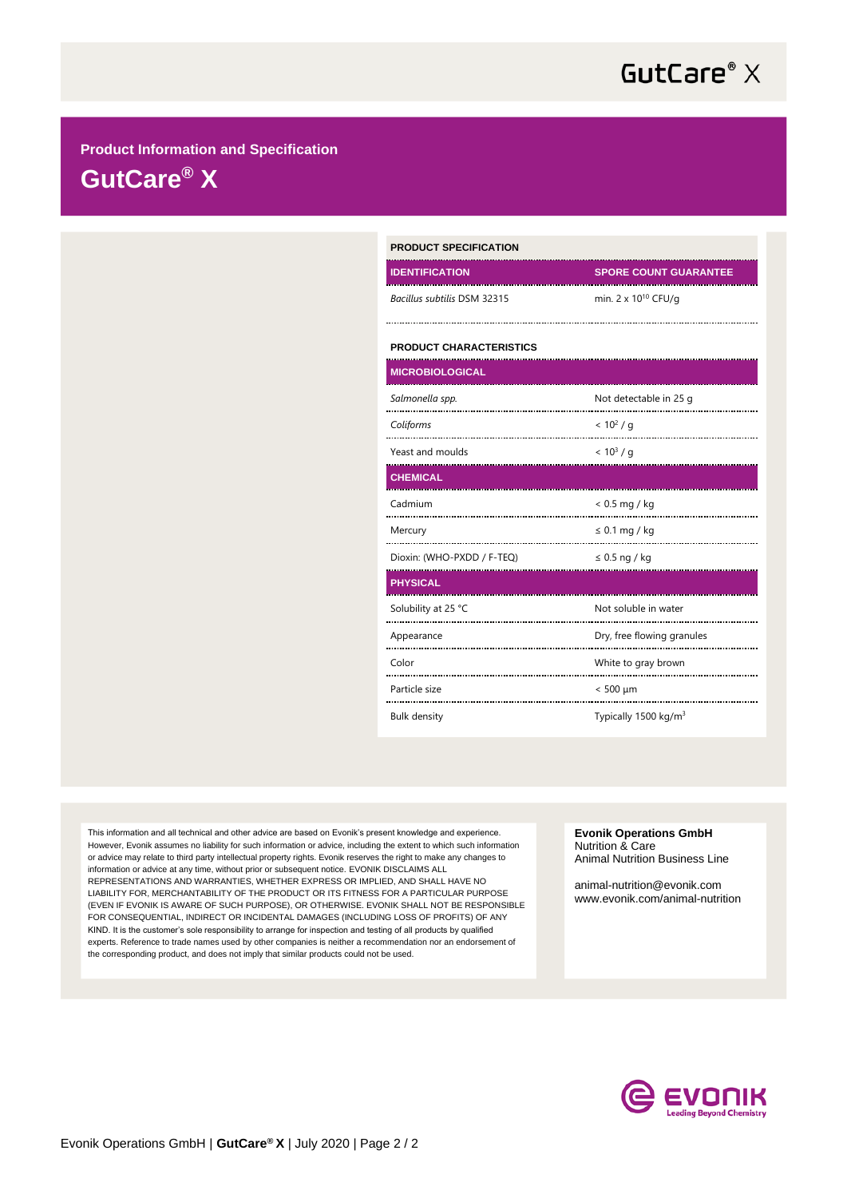**Product Information and Specification**

# GutCare® X

## PRODUCT SPECIFICATION

| IDENTIFICATION | SPORE COUNT GUARANTEE |
| --- | --- |
| *Bacillus subtilis* DSM 32315 | min. 2 x $10^{10}$ CFU/g |

## PRODUCT CHARACTERISTICS

| MICROBIOLOGICAL | |
| --- | --- |
| *Salmonella spp.* | Not detectable in 25 g |
| *Coliforms* | < $10^2$ / g |
| Yeast and moulds | < $10^3$ / g |
| **CHEMICAL** | |
| Cadmium | < 0.5 mg / kg |
| Mercury | ≤ 0.1 mg / kg |
| Dioxin: (WHO-PXDD / F-TEQ) | ≤ 0.5 ng / kg |
| **PHYSICAL** | |
| Solubility at 25 °C | Not soluble in water |
| Appearance | Dry, free flowing granules |
| Color | White to gray brown |
| Particle size | < 500 µm |
| Bulk density | Typically 1500 kg/$m^3$ |

This information and all technical and other advice are based on Evonik's present knowledge and experience. However, Evonik assumes no liability for such information or advice, including the extent to which such information or advice may relate to third party intellectual property rights. Evonik reserves the right to make any changes to information or advice at any time, without prior or subsequent notice. EVONIK DISCLAIMS ALL REPRESENTATIONS AND WARRANTIES, WHETHER EXPRESS OR IMPLIED, AND SHALL HAVE NO LIABILITY FOR, MERCHANTABILITY OF THE PRODUCT OR ITS FITNESS FOR A PARTICULAR PURPOSE (EVEN IF EVONIK IS AWARE OF SUCH PURPOSE), OR OTHERWISE. EVONIK SHALL NOT BE RESPONSIBLE FOR CONSEQUENTIAL, INDIRECT OR INCIDENTAL DAMAGES (INCLUDING LOSS OF PROFITS) OF ANY KIND. It is the customer's sole responsibility to arrange for inspection and testing of all products by qualified experts. Reference to trade names used by other companies is neither a recommendation nor an endorsement of the corresponding product, and does not imply that similar products could not be used.

**Evonik Operations GmbH**
Nutrition & Care
Animal Nutrition Business Line

animal-nutrition@evonik.com
www.evonik.com/animal-nutrition

EVONIK
Leading Beyond Chemistry